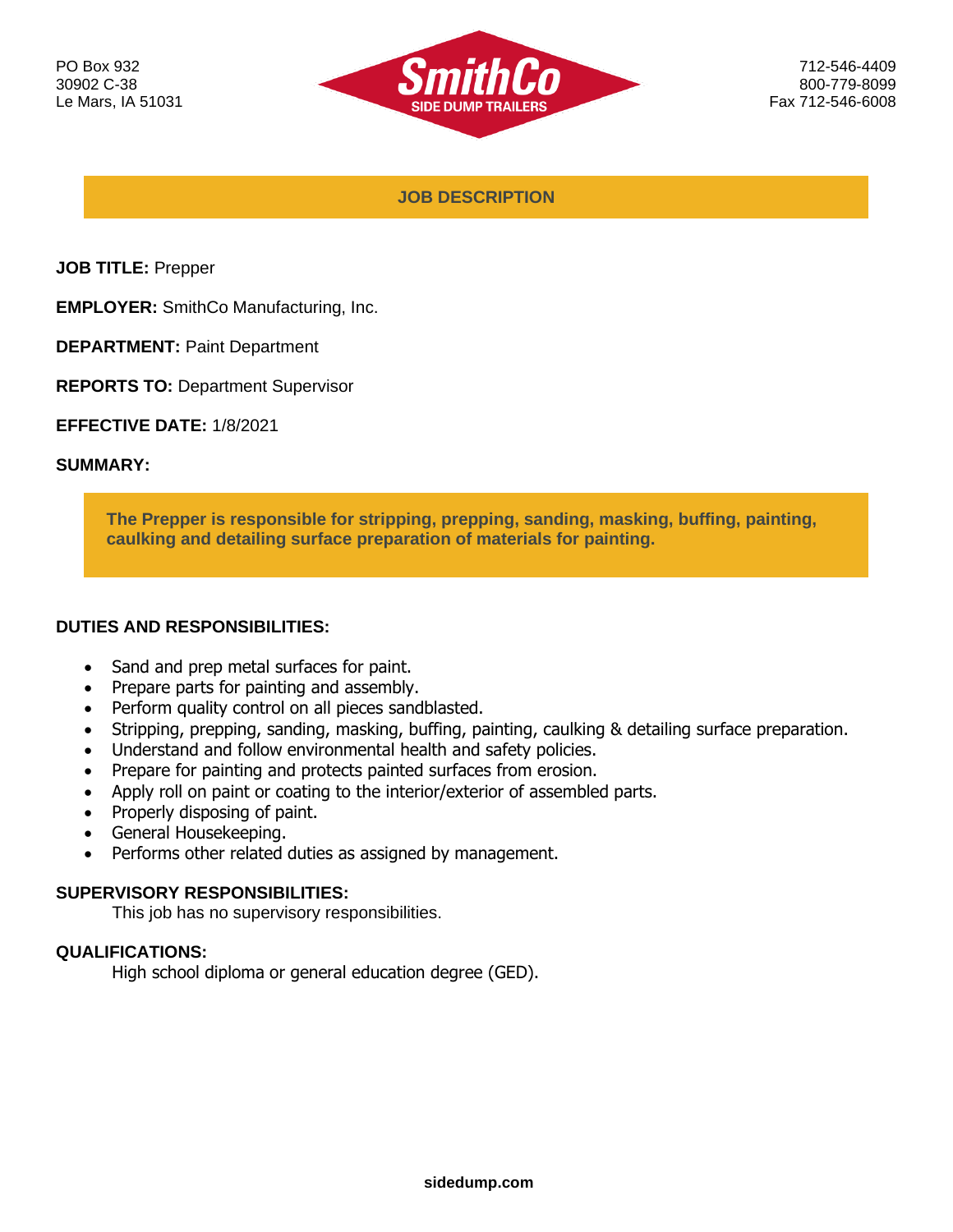PO Box 932
30902 C-38
Le Mars, IA 51031

**SmithCo**
**SIDE DUMP TRAILERS**

712-546-4409
800-779-8099
Fax 712-546-6008

## JOB DESCRIPTION

**JOB TITLE:** Prepper

**EMPLOYER:** SmithCo Manufacturing, Inc.

**DEPARTMENT:** Paint Department

**REPORTS TO:** Department Supervisor

**EFFECTIVE DATE:** 1/8/2021

**SUMMARY:**

**The Prepper is responsible for stripping, prepping, sanding, masking, buffing, painting, caulking and detailing surface preparation of materials for painting.**

**DUTIES AND RESPONSIBILITIES:**

- Sand and prep metal surfaces for paint.
- Prepare parts for painting and assembly.
- Perform quality control on all pieces sandblasted.
- Stripping, prepping, sanding, masking, buffing, painting, caulking & detailing surface preparation.
- Understand and follow environmental health and safety policies.
- Prepare for painting and protects painted surfaces from erosion.
- Apply roll on paint or coating to the interior/exterior of assembled parts.
- Properly disposing of paint.
- General Housekeeping.
- Performs other related duties as assigned by management.

**SUPERVISORY RESPONSIBILITIES:**

This job has no supervisory responsibilities.

**QUALIFICATIONS:**

High school diploma or general education degree (GED).

**sidedump.com**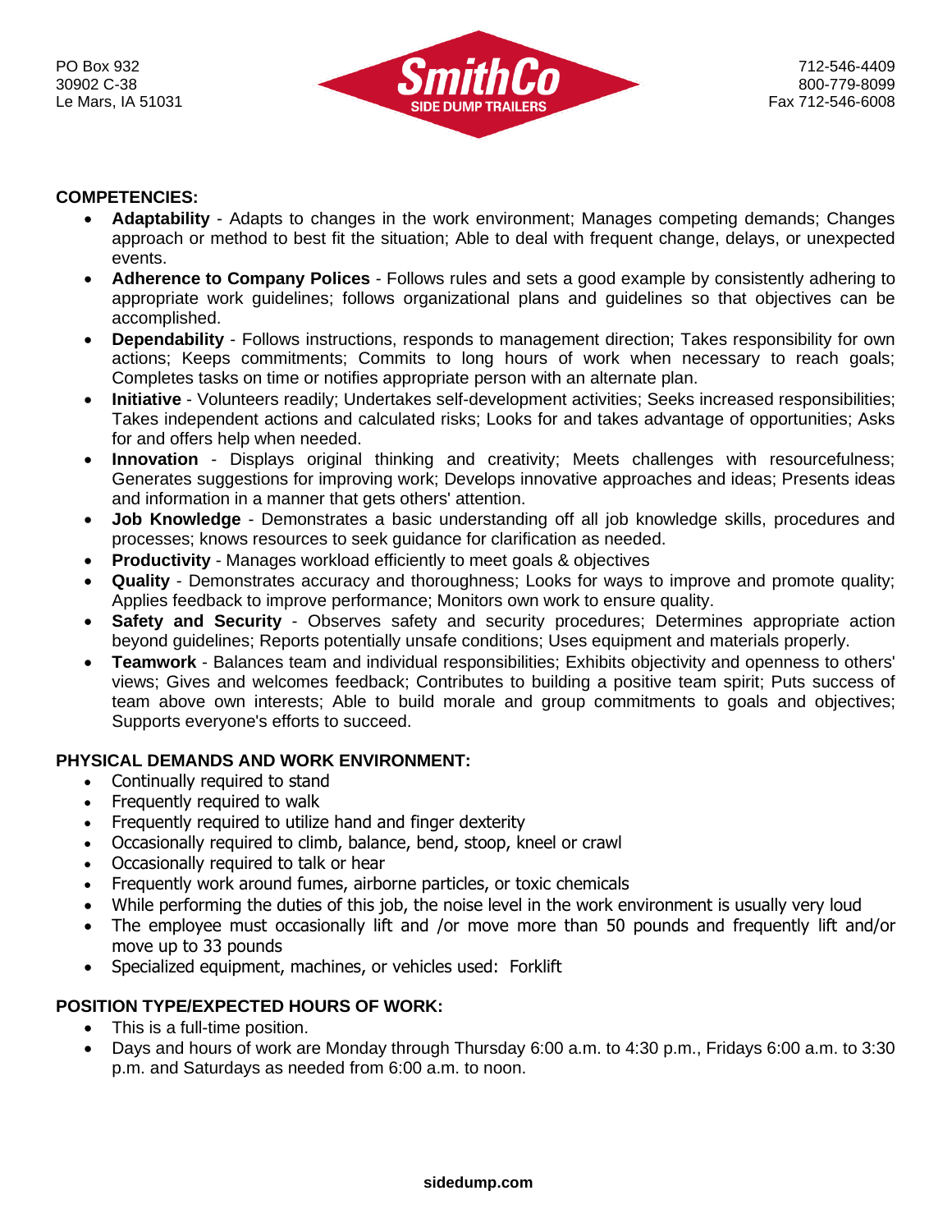PO Box 932
30902 C-38
Le Mars, IA 51031

712-546-4409
800-779-8099
Fax 712-546-6008

**COMPETENCIES:**

- **Adaptability** - Adapts to changes in the work environment; Manages competing demands; Changes approach or method to best fit the situation; Able to deal with frequent change, delays, or unexpected events.
- **Adherence to Company Polices** - Follows rules and sets a good example by consistently adhering to appropriate work guidelines; follows organizational plans and guidelines so that objectives can be accomplished.
- **Dependability** - Follows instructions, responds to management direction; Takes responsibility for own actions; Keeps commitments; Commits to long hours of work when necessary to reach goals; Completes tasks on time or notifies appropriate person with an alternate plan.
- **Initiative** - Volunteers readily; Undertakes self-development activities; Seeks increased responsibilities; Takes independent actions and calculated risks; Looks for and takes advantage of opportunities; Asks for and offers help when needed.
- **Innovation** - Displays original thinking and creativity; Meets challenges with resourcefulness; Generates suggestions for improving work; Develops innovative approaches and ideas; Presents ideas and information in a manner that gets others' attention.
- **Job Knowledge** - Demonstrates a basic understanding off all job knowledge skills, procedures and processes; knows resources to seek guidance for clarification as needed.
- **Productivity** - Manages workload efficiently to meet goals & objectives
- **Quality** - Demonstrates accuracy and thoroughness; Looks for ways to improve and promote quality; Applies feedback to improve performance; Monitors own work to ensure quality.
- **Safety and Security** - Observes safety and security procedures; Determines appropriate action beyond guidelines; Reports potentially unsafe conditions; Uses equipment and materials properly.
- **Teamwork** - Balances team and individual responsibilities; Exhibits objectivity and openness to others' views; Gives and welcomes feedback; Contributes to building a positive team spirit; Puts success of team above own interests; Able to build morale and group commitments to goals and objectives; Supports everyone's efforts to succeed.

**PHYSICAL DEMANDS AND WORK ENVIRONMENT:**

- Continually required to stand
- Frequently required to walk
- Frequently required to utilize hand and finger dexterity
- Occasionally required to climb, balance, bend, stoop, kneel or crawl
- Occasionally required to talk or hear
- Frequently work around fumes, airborne particles, or toxic chemicals
- While performing the duties of this job, the noise level in the work environment is usually very loud
- The employee must occasionally lift and /or move more than 50 pounds and frequently lift and/or move up to 33 pounds
- Specialized equipment, machines, or vehicles used: Forklift

**POSITION TYPE/EXPECTED HOURS OF WORK:**

- This is a full-time position.
- Days and hours of work are Monday through Thursday 6:00 a.m. to 4:30 p.m., Fridays 6:00 a.m. to 3:30 p.m. and Saturdays as needed from 6:00 a.m. to noon.

**sidedump.com**